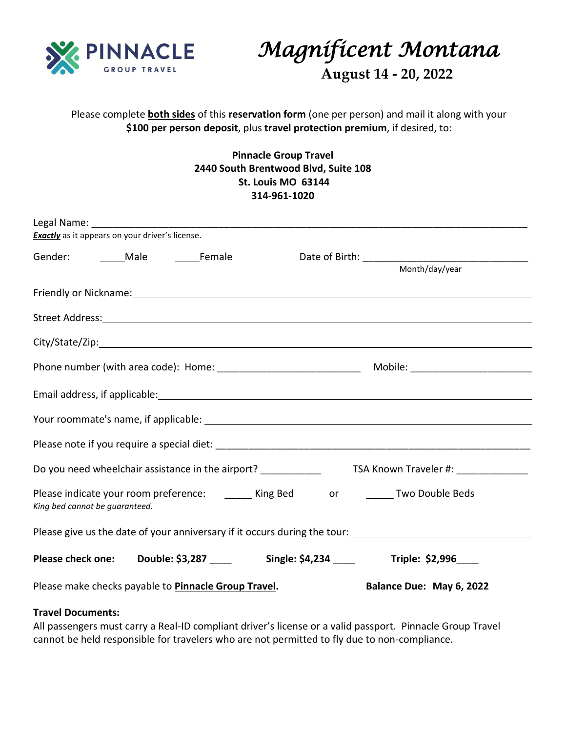PINNACLE GROUP TRAVEL

# *Magnificent Montana*

**August 14 - 20, 2022**

Please complete **both sides** of this **reservation form** (one per person) and mail it along with your **$100 per person deposit**, plus **travel protection premium**, if desired, to:

**Pinnacle Group Travel**
**2440 South Brentwood Blvd, Suite 108**
**St. Louis MO 63144**
**314-961-1020**

Legal Name: ______________________________________________
***Exactly*** as it appears on your driver's license.

Gender: _____Male _____Female Date of Birth: ______________________________
Month/day/year

Friendly or Nickname: ______________________________________________

Street Address: ______________________________________________

City/State/Zip: ______________________________________________

Phone number (with area code): Home: _________________________ Mobile: _____________________

Email address, if applicable: ______________________________________________

Your roommate's name, if applicable: ______________________________________________

Please note if you require a special diet: ______________________________________________

Do you need wheelchair assistance in the airport? ___________ TSA Known Traveler #: _____________

Please indicate your room preference: _____ King Bed or _____ Two Double Beds
*King bed cannot be guaranteed.*

Please give us the date of your anniversary if it occurs during the tour: ______________________________

**Please check one:** **Double: $3,287** ____ **Single: $4,234** ____ **Triple: $2,996**____

Please make checks payable to **Pinnacle Group Travel**. **Balance Due: May 6, 2022**

**Travel Documents:**
All passengers must carry a Real-ID compliant driver's license or a valid passport. Pinnacle Group Travel cannot be held responsible for travelers who are not permitted to fly due to non-compliance.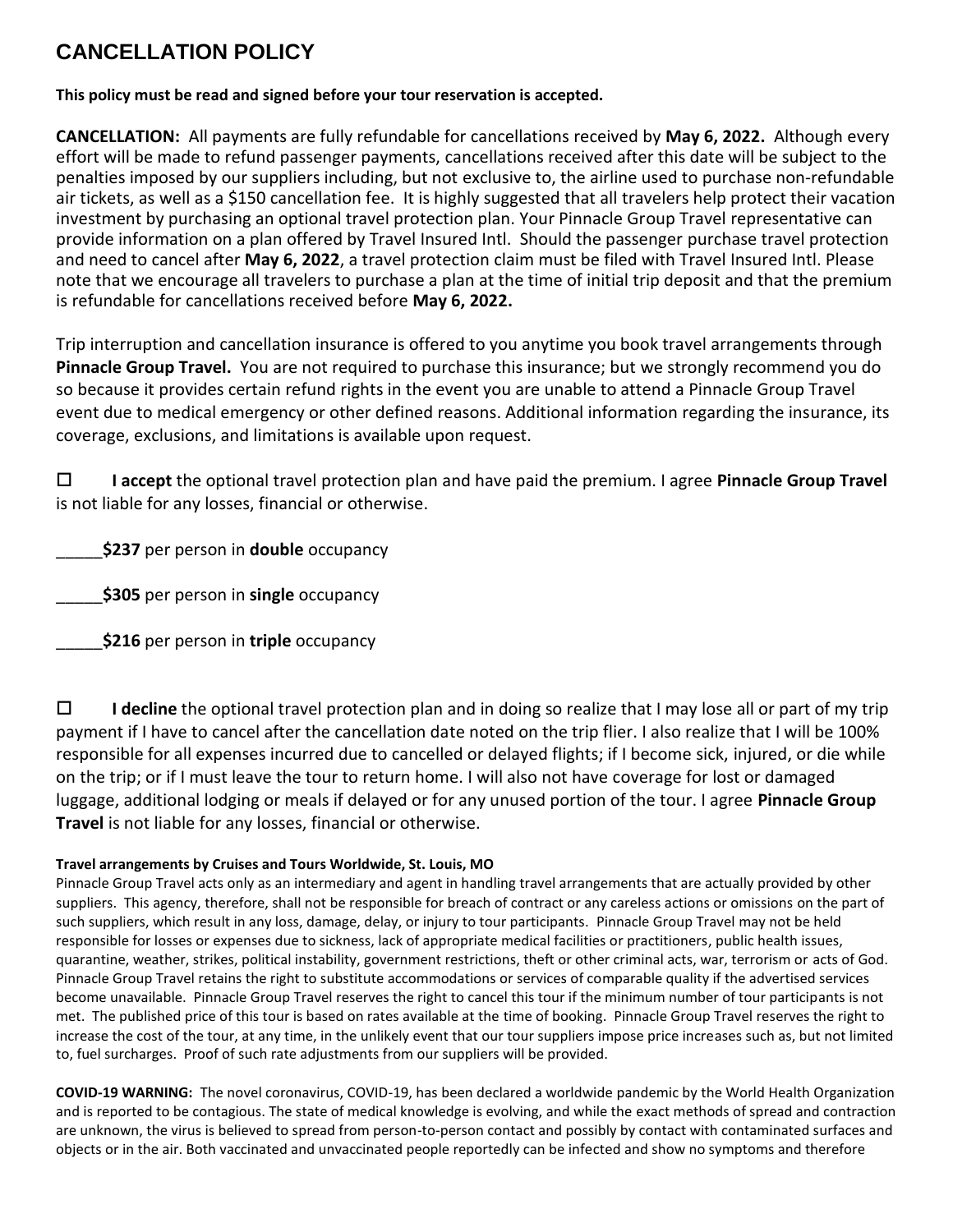# CANCELLATION POLICY

**This policy must be read and signed before your tour reservation is accepted.**

**CANCELLATION:** All payments are fully refundable for cancellations received by **May 6, 2022.** Although every effort will be made to refund passenger payments, cancellations received after this date will be subject to the penalties imposed by our suppliers including, but not exclusive to, the airline used to purchase non-refundable air tickets, as well as a $150 cancellation fee. It is highly suggested that all travelers help protect their vacation investment by purchasing an optional travel protection plan. Your Pinnacle Group Travel representative can provide information on a plan offered by Travel Insured Intl. Should the passenger purchase travel protection and need to cancel after **May 6, 2022**, a travel protection claim must be filed with Travel Insured Intl. Please note that we encourage all travelers to purchase a plan at the time of initial trip deposit and that the premium is refundable for cancellations received before **May 6, 2022.**

Trip interruption and cancellation insurance is offered to you anytime you book travel arrangements through **Pinnacle Group Travel.** You are not required to purchase this insurance; but we strongly recommend you do so because it provides certain refund rights in the event you are unable to attend a Pinnacle Group Travel event due to medical emergency or other defined reasons. Additional information regarding the insurance, its coverage, exclusions, and limitations is available upon request.

☐ **I accept** the optional travel protection plan and have paid the premium. I agree **Pinnacle Group Travel** is not liable for any losses, financial or otherwise.

_____**$237** per person in **double** occupancy

_____**$305** per person in **single** occupancy

_____**$216** per person in **triple** occupancy

☐ **I decline** the optional travel protection plan and in doing so realize that I may lose all or part of my trip payment if I have to cancel after the cancellation date noted on the trip flier. I also realize that I will be 100% responsible for all expenses incurred due to cancelled or delayed flights; if I become sick, injured, or die while on the trip; or if I must leave the tour to return home. I will also not have coverage for lost or damaged luggage, additional lodging or meals if delayed or for any unused portion of the tour. I agree **Pinnacle Group Travel** is not liable for any losses, financial or otherwise.

**Travel arrangements by Cruises and Tours Worldwide, St. Louis, MO**

Pinnacle Group Travel acts only as an intermediary and agent in handling travel arrangements that are actually provided by other suppliers. This agency, therefore, shall not be responsible for breach of contract or any careless actions or omissions on the part of such suppliers, which result in any loss, damage, delay, or injury to tour participants. Pinnacle Group Travel may not be held responsible for losses or expenses due to sickness, lack of appropriate medical facilities or practitioners, public health issues, quarantine, weather, strikes, political instability, government restrictions, theft or other criminal acts, war, terrorism or acts of God. Pinnacle Group Travel retains the right to substitute accommodations or services of comparable quality if the advertised services become unavailable. Pinnacle Group Travel reserves the right to cancel this tour if the minimum number of tour participants is not met. The published price of this tour is based on rates available at the time of booking. Pinnacle Group Travel reserves the right to increase the cost of the tour, at any time, in the unlikely event that our tour suppliers impose price increases such as, but not limited to, fuel surcharges. Proof of such rate adjustments from our suppliers will be provided.

**COVID-19 WARNING:** The novel coronavirus, COVID-19, has been declared a worldwide pandemic by the World Health Organization and is reported to be contagious. The state of medical knowledge is evolving, and while the exact methods of spread and contraction are unknown, the virus is believed to spread from person-to-person contact and possibly by contact with contaminated surfaces and objects or in the air. Both vaccinated and unvaccinated people reportedly can be infected and show no symptoms and therefore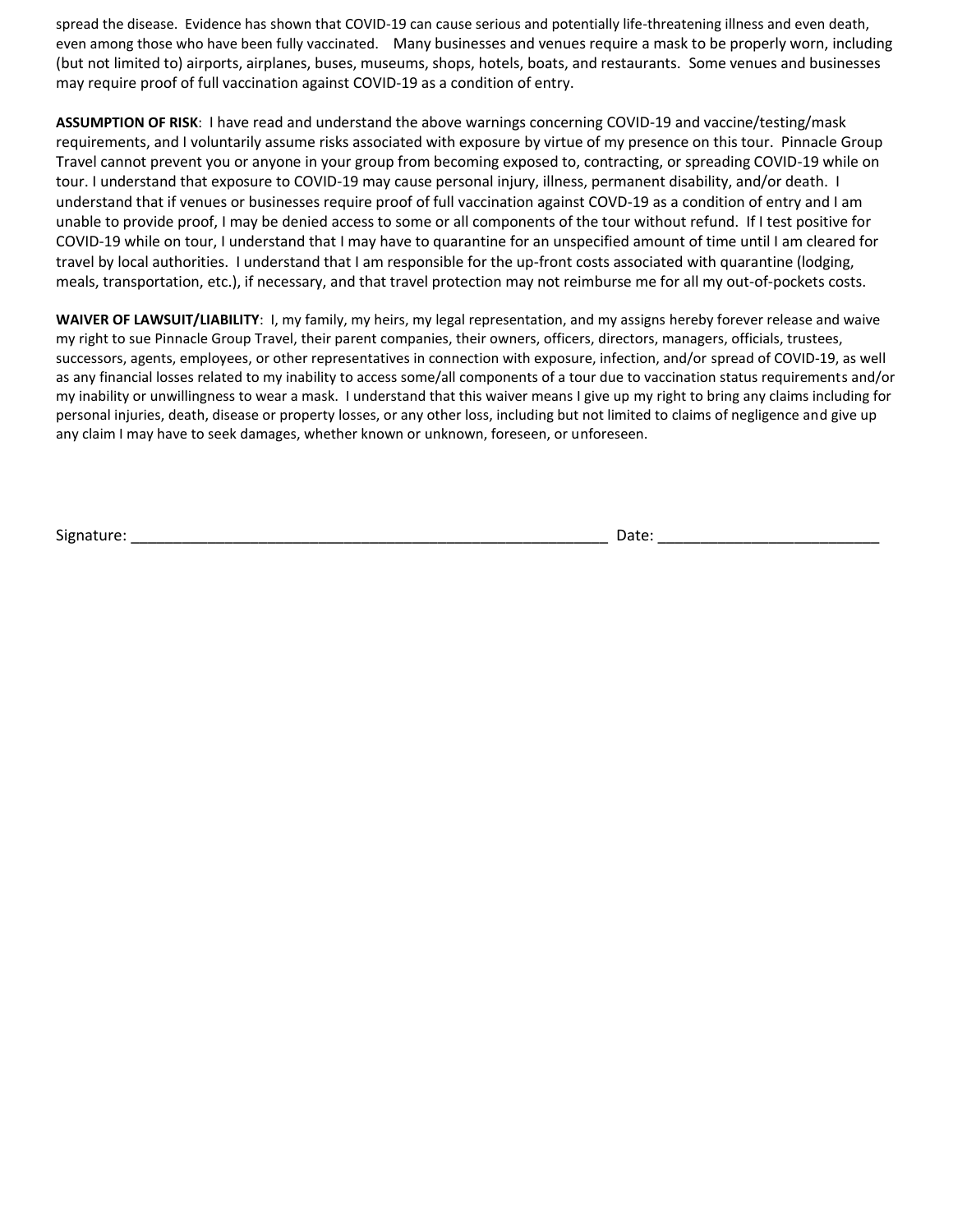spread the disease. Evidence has shown that COVID-19 can cause serious and potentially life-threatening illness and even death, even among those who have been fully vaccinated. Many businesses and venues require a mask to be properly worn, including (but not limited to) airports, airplanes, buses, museums, shops, hotels, boats, and restaurants. Some venues and businesses may require proof of full vaccination against COVID-19 as a condition of entry.

**ASSUMPTION OF RISK**: I have read and understand the above warnings concerning COVID-19 and vaccine/testing/mask requirements, and I voluntarily assume risks associated with exposure by virtue of my presence on this tour. Pinnacle Group Travel cannot prevent you or anyone in your group from becoming exposed to, contracting, or spreading COVID-19 while on tour. I understand that exposure to COVID-19 may cause personal injury, illness, permanent disability, and/or death. I understand that if venues or businesses require proof of full vaccination against COVD-19 as a condition of entry and I am unable to provide proof, I may be denied access to some or all components of the tour without refund. If I test positive for COVID-19 while on tour, I understand that I may have to quarantine for an unspecified amount of time until I am cleared for travel by local authorities. I understand that I am responsible for the up-front costs associated with quarantine (lodging, meals, transportation, etc.), if necessary, and that travel protection may not reimburse me for all my out-of-pockets costs.

**WAIVER OF LAWSUIT/LIABILITY**: I, my family, my heirs, my legal representation, and my assigns hereby forever release and waive my right to sue Pinnacle Group Travel, their parent companies, their owners, officers, directors, managers, officials, trustees, successors, agents, employees, or other representatives in connection with exposure, infection, and/or spread of COVID-19, as well as any financial losses related to my inability to access some/all components of a tour due to vaccination status requirements and/or my inability or unwillingness to wear a mask. I understand that this waiver means I give up my right to bring any claims including for personal injuries, death, disease or property losses, or any other loss, including but not limited to claims of negligence and give up any claim I may have to seek damages, whether known or unknown, foreseen, or unforeseen.

Signature: ___________________________________________________________ Date: __________________________